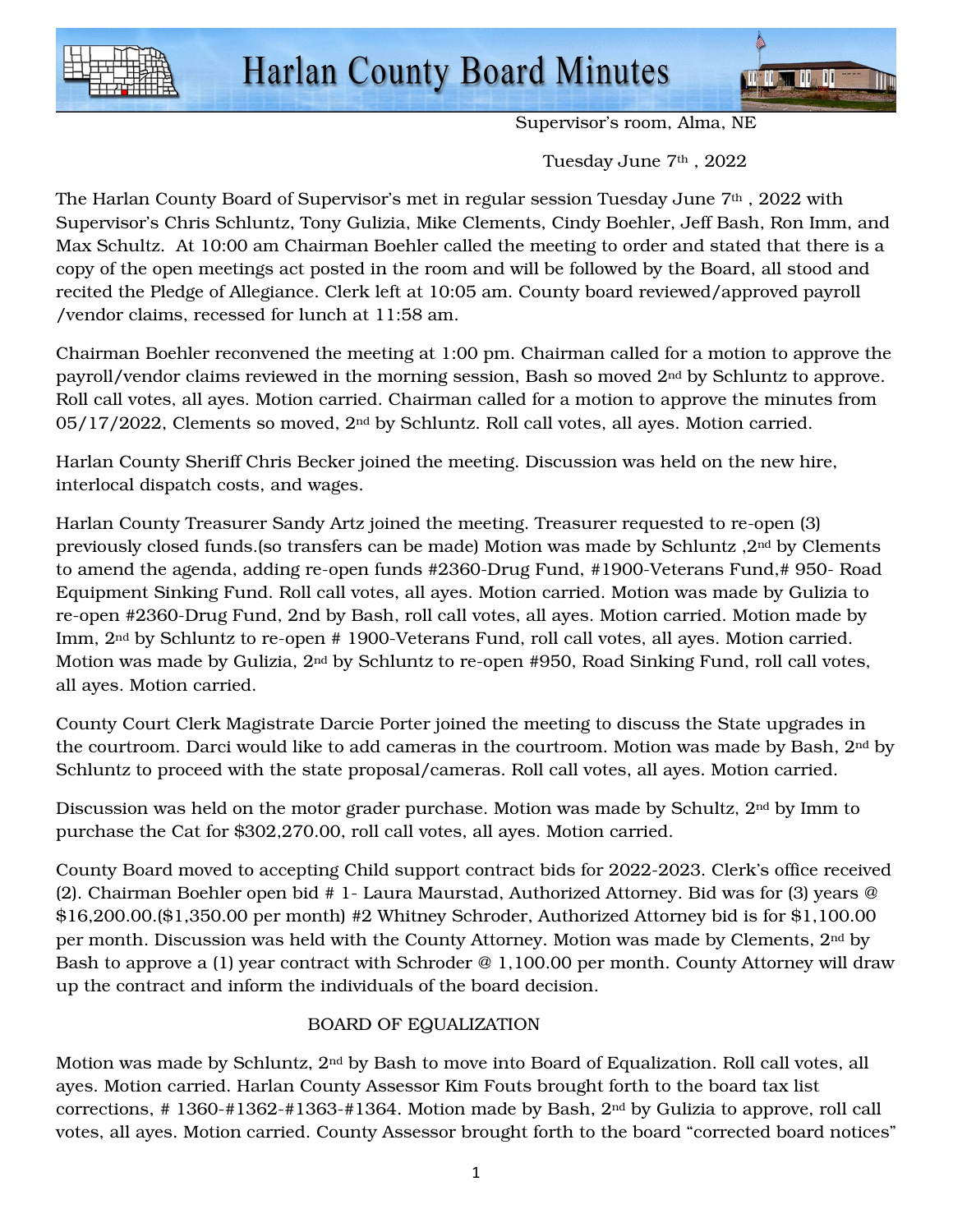# Harlan County Board Minutes

Supervisor's room, Alma, NE

Tuesday June 7th , 2022

The Harlan County Board of Supervisor's met in regular session Tuesday June 7th , 2022 with Supervisor's Chris Schluntz, Tony Gulizia, Mike Clements, Cindy Boehler, Jeff Bash, Ron Imm, and Max Schultz. At 10:00 am Chairman Boehler called the meeting to order and stated that there is a copy of the open meetings act posted in the room and will be followed by the Board, all stood and recited the Pledge of Allegiance. Clerk left at 10:05 am. County board reviewed/approved payroll /vendor claims, recessed for lunch at 11:58 am.

Chairman Boehler reconvened the meeting at 1:00 pm. Chairman called for a motion to approve the payroll/vendor claims reviewed in the morning session, Bash so moved 2nd by Schluntz to approve. Roll call votes, all ayes. Motion carried. Chairman called for a motion to approve the minutes from 05/17/2022, Clements so moved, 2nd by Schluntz. Roll call votes, all ayes. Motion carried.

Harlan County Sheriff Chris Becker joined the meeting. Discussion was held on the new hire, interlocal dispatch costs, and wages.

Harlan County Treasurer Sandy Artz joined the meeting. Treasurer requested to re-open (3) previously closed funds.(so transfers can be made) Motion was made by Schluntz ,2nd by Clements to amend the agenda, adding re-open funds #2360-Drug Fund, #1900-Veterans Fund,# 950- Road Equipment Sinking Fund. Roll call votes, all ayes. Motion carried. Motion was made by Gulizia to re-open #2360-Drug Fund, 2nd by Bash, roll call votes, all ayes. Motion carried. Motion made by Imm, 2nd by Schluntz to re-open # 1900-Veterans Fund, roll call votes, all ayes. Motion carried. Motion was made by Gulizia, 2nd by Schluntz to re-open #950, Road Sinking Fund, roll call votes, all ayes. Motion carried.

County Court Clerk Magistrate Darcie Porter joined the meeting to discuss the State upgrades in the courtroom. Darci would like to add cameras in the courtroom. Motion was made by Bash, 2nd by Schluntz to proceed with the state proposal/cameras. Roll call votes, all ayes. Motion carried.

Discussion was held on the motor grader purchase. Motion was made by Schultz, 2nd by Imm to purchase the Cat for $302,270.00, roll call votes, all ayes. Motion carried.

County Board moved to accepting Child support contract bids for 2022-2023. Clerk's office received (2). Chairman Boehler open bid # 1- Laura Maurstad, Authorized Attorney. Bid was for (3) years @ $16,200.00.($1,350.00 per month) #2 Whitney Schroder, Authorized Attorney bid is for $1,100.00 per month. Discussion was held with the County Attorney. Motion was made by Clements, 2nd by Bash to approve a (1) year contract with Schroder @ 1,100.00 per month. County Attorney will draw up the contract and inform the individuals of the board decision.

## BOARD OF EQUALIZATION

Motion was made by Schluntz, 2nd by Bash to move into Board of Equalization. Roll call votes, all ayes. Motion carried. Harlan County Assessor Kim Fouts brought forth to the board tax list corrections, # 1360-#1362-#1363-#1364. Motion made by Bash, 2nd by Gulizia to approve, roll call votes, all ayes. Motion carried. County Assessor brought forth to the board "corrected board notices"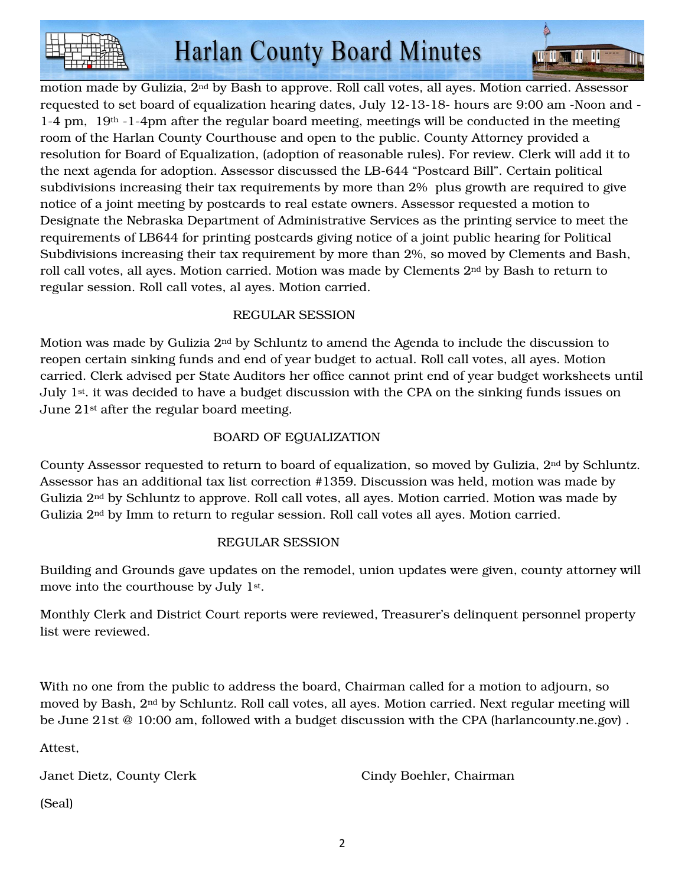motion made by Gulizia, 2nd by Bash to approve. Roll call votes, all ayes. Motion carried. Assessor requested to set board of equalization hearing dates, July 12-13-18- hours are 9:00 am -Noon and - 1-4 pm, 19th -1-4pm after the regular board meeting, meetings will be conducted in the meeting room of the Harlan County Courthouse and open to the public. County Attorney provided a resolution for Board of Equalization, (adoption of reasonable rules). For review. Clerk will add it to the next agenda for adoption. Assessor discussed the LB-644 "Postcard Bill". Certain political subdivisions increasing their tax requirements by more than 2% plus growth are required to give notice of a joint meeting by postcards to real estate owners. Assessor requested a motion to Designate the Nebraska Department of Administrative Services as the printing service to meet the requirements of LB644 for printing postcards giving notice of a joint public hearing for Political Subdivisions increasing their tax requirement by more than 2%, so moved by Clements and Bash, roll call votes, all ayes. Motion carried. Motion was made by Clements 2nd by Bash to return to regular session. Roll call votes, al ayes. Motion carried.

REGULAR SESSION

Motion was made by Gulizia 2nd by Schluntz to amend the Agenda to include the discussion to reopen certain sinking funds and end of year budget to actual. Roll call votes, all ayes. Motion carried. Clerk advised per State Auditors her office cannot print end of year budget worksheets until July 1st. it was decided to have a budget discussion with the CPA on the sinking funds issues on June 21st after the regular board meeting.

BOARD OF EQUALIZATION

County Assessor requested to return to board of equalization, so moved by Gulizia, 2nd by Schluntz. Assessor has an additional tax list correction #1359. Discussion was held, motion was made by Gulizia 2nd by Schluntz to approve. Roll call votes, all ayes. Motion carried. Motion was made by Gulizia 2nd by Imm to return to regular session. Roll call votes all ayes. Motion carried.

REGULAR SESSION

Building and Grounds gave updates on the remodel, union updates were given, county attorney will move into the courthouse by July 1st.

Monthly Clerk and District Court reports were reviewed, Treasurer's delinquent personnel property list were reviewed.

With no one from the public to address the board, Chairman called for a motion to adjourn, so moved by Bash, 2nd by Schluntz. Roll call votes, all ayes. Motion carried. Next regular meeting will be June 21st @ 10:00 am, followed with a budget discussion with the CPA (harlancounty.ne.gov) .

Attest,

Janet Dietz, County Clerk Cindy Boehler, Chairman

(Seal)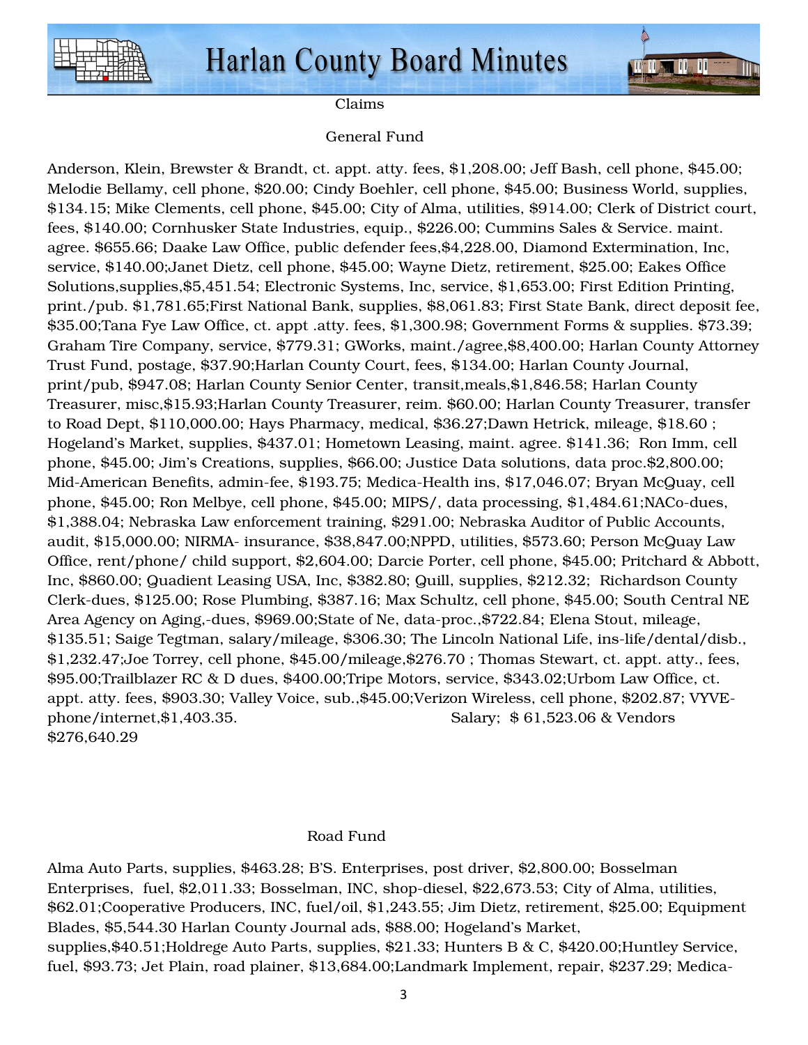Claims

General Fund

Anderson, Klein, Brewster & Brandt, ct. appt. atty. fees, $1,208.00; Jeff Bash, cell phone, $45.00; Melodie Bellamy, cell phone, $20.00; Cindy Boehler, cell phone, $45.00; Business World, supplies, $134.15; Mike Clements, cell phone, $45.00; City of Alma, utilities, $914.00; Clerk of District court, fees, $140.00; Cornhusker State Industries, equip., $226.00; Cummins Sales & Service. maint. agree. $655.66; Daake Law Office, public defender fees,$4,228.00, Diamond Extermination, Inc, service, $140.00;Janet Dietz, cell phone, $45.00; Wayne Dietz, retirement, $25.00; Eakes Office Solutions,supplies,$5,451.54; Electronic Systems, Inc, service, $1,653.00; First Edition Printing, print./pub. $1,781.65;First National Bank, supplies, $8,061.83; First State Bank, direct deposit fee, $35.00;Tana Fye Law Office, ct. appt .atty. fees, $1,300.98; Government Forms & supplies. $73.39; Graham Tire Company, service, $779.31; GWorks, maint./agree,$8,400.00; Harlan County Attorney Trust Fund, postage, $37.90;Harlan County Court, fees, $134.00; Harlan County Journal, print/pub, $947.08; Harlan County Senior Center, transit,meals,$1,846.58; Harlan County Treasurer, misc,$15.93;Harlan County Treasurer, reim. $60.00; Harlan County Treasurer, transfer to Road Dept, $110,000.00; Hays Pharmacy, medical, $36.27;Dawn Hetrick, mileage, $18.60 ; Hogeland's Market, supplies, $437.01; Hometown Leasing, maint. agree. $141.36; Ron Imm, cell phone, $45.00; Jim's Creations, supplies, $66.00; Justice Data solutions, data proc.$2,800.00; Mid-American Benefits, admin-fee, $193.75; Medica-Health ins, $17,046.07; Bryan McQuay, cell phone, $45.00; Ron Melbye, cell phone, $45.00; MIPS/, data processing, $1,484.61;NACo-dues, $1,388.04; Nebraska Law enforcement training, $291.00; Nebraska Auditor of Public Accounts, audit, $15,000.00; NIRMA- insurance, $38,847.00;NPPD, utilities, $573.60; Person McQuay Law Office, rent/phone/ child support, $2,604.00; Darcie Porter, cell phone, $45.00; Pritchard & Abbott, Inc, $860.00; Quadient Leasing USA, Inc, $382.80; Quill, supplies, $212.32; Richardson County Clerk-dues, $125.00; Rose Plumbing, $387.16; Max Schultz, cell phone, $45.00; South Central NE Area Agency on Aging,-dues, $969.00;State of Ne, data-proc.,$722.84; Elena Stout, mileage, $135.51; Saige Tegtman, salary/mileage, $306.30; The Lincoln National Life, ins-life/dental/disb., $1,232.47;Joe Torrey, cell phone, $45.00/mileage,$276.70 ; Thomas Stewart, ct. appt. atty., fees, $95.00;Trailblazer RC & D dues, $400.00;Tripe Motors, service, $343.02;Urbom Law Office, ct. appt. atty. fees, $903.30; Valley Voice, sub.,$45.00;Verizon Wireless, cell phone, $202.87; VYVE-phone/internet,$1,403.35. Salary; $ 61,523.06 & Vendors $276,640.29

Road Fund

Alma Auto Parts, supplies, $463.28; B'S. Enterprises, post driver, $2,800.00; Bosselman Enterprises, fuel, $2,011.33; Bosselman, INC, shop-diesel, $22,673.53; City of Alma, utilities, $62.01;Cooperative Producers, INC, fuel/oil, $1,243.55; Jim Dietz, retirement, $25.00; Equipment Blades, $5,544.30 Harlan County Journal ads, $88.00; Hogeland's Market, supplies,$40.51;Holdrege Auto Parts, supplies, $21.33; Hunters B & C, $420.00;Huntley Service, fuel, $93.73; Jet Plain, road plainer, $13,684.00;Landmark Implement, repair, $237.29; Medica-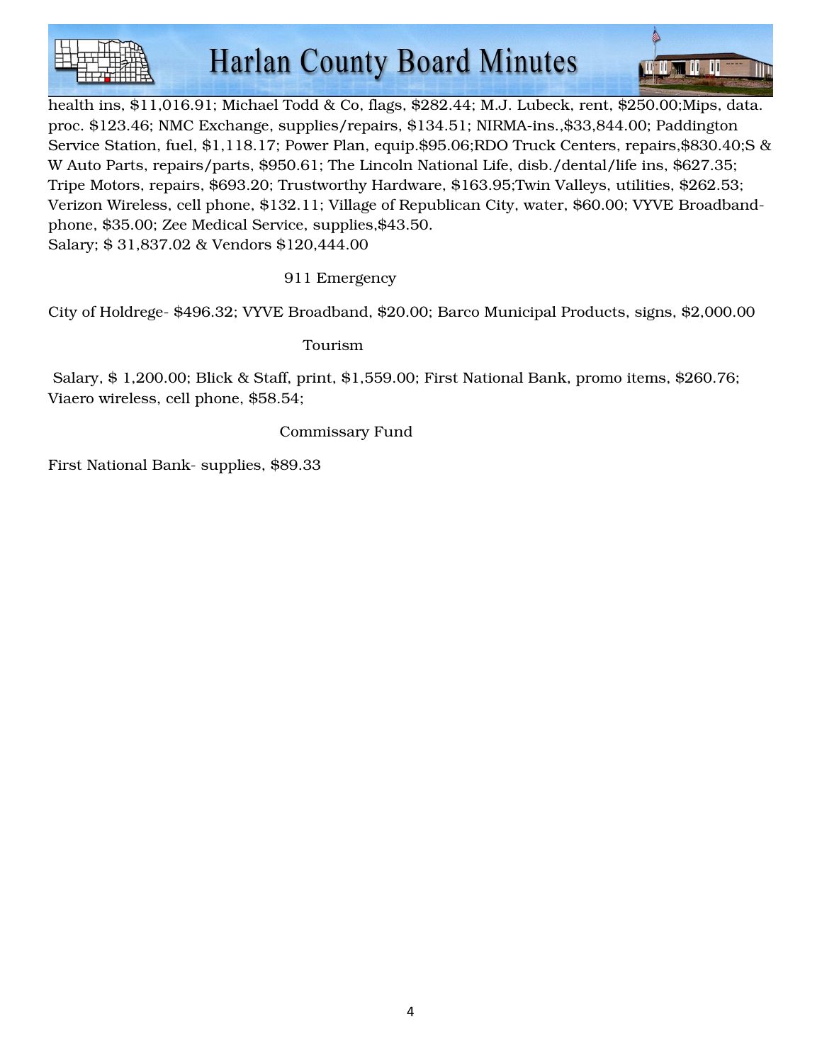health ins, $11,016.91; Michael Todd & Co, flags, $282.44; M.J. Lubeck, rent, $250.00;Mips, data. proc. $123.46; NMC Exchange, supplies/repairs, $134.51; NIRMA-ins.,$33,844.00; Paddington Service Station, fuel, $1,118.17; Power Plan, equip.$95.06;RDO Truck Centers, repairs,$830.40;S & W Auto Parts, repairs/parts, $950.61; The Lincoln National Life, disb./dental/life ins, $627.35; Tripe Motors, repairs, $693.20; Trustworthy Hardware, $163.95;Twin Valleys, utilities, $262.53; Verizon Wireless, cell phone, $132.11; Village of Republican City, water, $60.00; VYVE Broadband-phone, $35.00; Zee Medical Service, supplies,$43.50.
Salary; $ 31,837.02 & Vendors $120,444.00

911 Emergency

City of Holdrege- $496.32; VYVE Broadband, $20.00; Barco Municipal Products, signs, $2,000.00

Tourism

Salary, $ 1,200.00; Blick & Staff, print, $1,559.00; First National Bank, promo items, $260.76; Viaero wireless, cell phone, $58.54;

Commissary Fund

First National Bank- supplies, $89.33